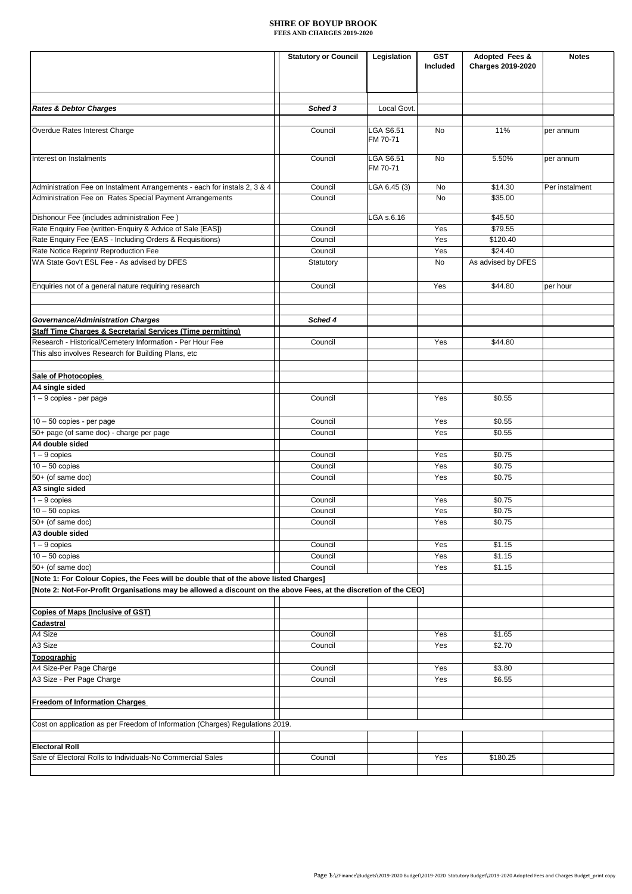# SHIRE OF BOYUP BROOK

## FEES AND CHARGES 2019-2020

| | Statutory or Council | Legislation | GST Included | Adopted Fees & Charges 2019-2020 | Notes |
|---|---|---|---|---|---|
| ***Rates & Debtor Charges*** | ***Sched 3*** | Local Govt. | | | |
| Overdue Rates Interest Charge | Council | LGA S6.51 FM 70-71 | No | 11% | per annum |
| Interest on Instalments | Council | LGA S6.51 FM 70-71 | No | 5.50% | per annum |
| Administration Fee on Instalment Arrangements - each for instals 2, 3 & 4 | Council | LGA 6.45 (3) | No | $14.30 | Per instalment |
| Administration Fee on Rates Special Payment Arrangements | Council | | No | $35.00 | |
| Dishonour Fee (includes administration Fee ) | | LGA s.6.16 | | $45.50 | |
| Rate Enquiry Fee (written-Enquiry & Advice of Sale [EAS]) | Council | | Yes | $79.55 | |
| Rate Enquiry Fee (EAS - Including Orders & Requisitions) | Council | | Yes | $120.40 | |
| Rate Notice Reprint/ Reproduction Fee | Council | | Yes | $24.40 | |
| WA State Gov't ESL Fee - As advised by DFES | Statutory | | No | As advised by DFES | |
| Enquiries not of a general nature requiring research | Council | | Yes | $44.80 | per hour |
| ***Governance/Administration Charges*** | ***Sched 4*** | | | | |
| **Staff Time Charges & Secretarial Services (Time permitting)** | | | | | |
| Research - Historical/Cemetery Information - Per Hour Fee | Council | | Yes | $44.80 | |
| This also involves Research for Building Plans, etc | | | | | |
| **Sale of Photocopies** | | | | | |
| **A4 single sided** | | | | | |
| 1 – 9 copies - per page | Council | | Yes | $0.55 | |
| 10 – 50 copies - per page | Council | | Yes | $0.55 | |
| 50+ page (of same doc) - charge per page | Council | | Yes | $0.55 | |
| **A4 double sided** | | | | | |
| 1 – 9 copies | Council | | Yes | $0.75 | |
| 10 – 50 copies | Council | | Yes | $0.75 | |
| 50+ (of same doc) | Council | | Yes | $0.75 | |
| **A3 single sided** | | | | | |
| 1 – 9 copies | Council | | Yes | $0.75 | |
| 10 – 50 copies | Council | | Yes | $0.75 | |
| 50+ (of same doc) | Council | | Yes | $0.75 | |
| **A3 double sided** | | | | | |
| 1 – 9 copies | Council | | Yes | $1.15 | |
| 10 – 50 copies | Council | | Yes | $1.15 | |
| 50+ (of same doc) | Council | | Yes | $1.15 | |
| **[Note 1: For Colour Copies, the Fees will be double that of the above listed Charges]** | | | | | |
| **[Note 2: Not-For-Profit Organisations may be allowed a discount on the above Fees, at the discretion of the CEO]** | | | | | |
| **Copies of Maps (Inclusive of GST)** | | | | | |
| **Cadastral** | | | | | |
| A4 Size | Council | | Yes | $1.65 | |
| A3 Size | Council | | Yes | $2.70 | |
| **Topographic** | | | | | |
| A4 Size-Per Page Charge | Council | | Yes | $3.80 | |
| A3 Size - Per Page Charge | Council | | Yes | $6.55 | |
| **Freedom of Information Charges** | | | | | |
| Cost on application as per Freedom of Information (Charges) Regulations 2019. | | | | | |
| **Electoral Roll** | | | | | |
| Sale of Electoral Rolls to Individuals-No Commercial Sales | Council | | Yes | $180.25 | |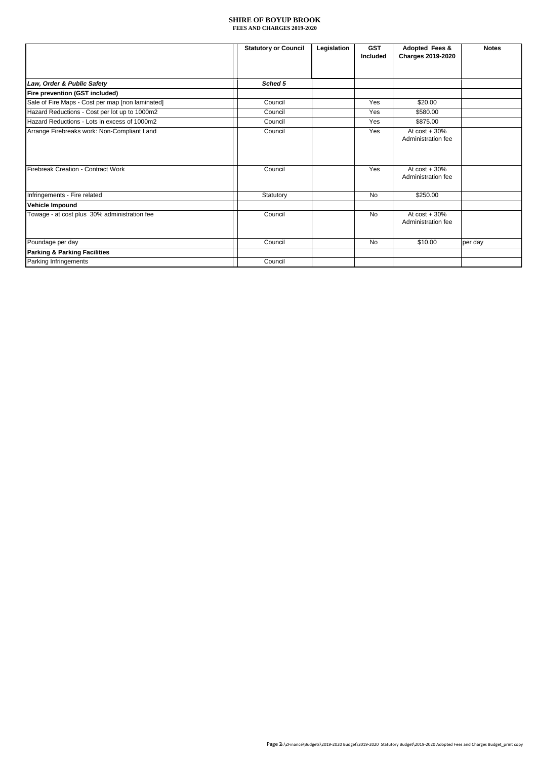**SHIRE OF BOYUP BROOK**
**FEES AND CHARGES 2019-2020**

| | Statutory or Council | Legislation | GST Included | Adopted Fees & Charges 2019-2020 | Notes |
|---|---|---|---|---|---|
| ***Law, Order & Public Safety*** | ***Sched 5*** | | | | |
| **Fire prevention (GST included)** | | | | | |
| Sale of Fire Maps - Cost per map [non laminated] | Council | | Yes | $20.00 | |
| Hazard Reductions - Cost per lot up to 1000m2 | Council | | Yes | $580.00 | |
| Hazard Reductions - Lots in excess of 1000m2 | Council | | Yes | $875.00 | |
| Arrange Firebreaks work: Non-Compliant Land | Council | | Yes | At cost + 30% Administration fee | |
| Firebreak Creation - Contract Work | Council | | Yes | At cost + 30% Administration fee | |
| Infringements - Fire related | Statutory | | No | $250.00 | |
| **Vehicle Impound** | | | | | |
| Towage - at cost plus 30% administration fee | Council | | No | At cost + 30% Administration fee | |
| Poundage per day | Council | | No | $10.00 | per day |
| **Parking & Parking Facilities** | | | | | |
| Parking Infringements | Council | | | | |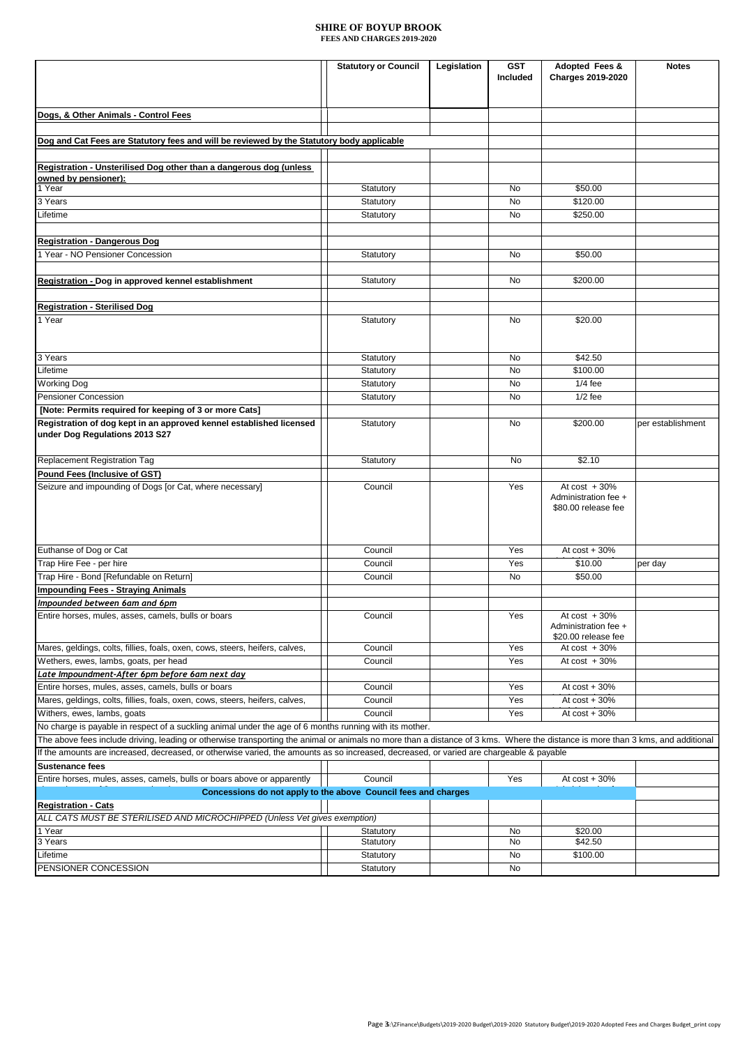# SHIRE OF BOYUP BROOK

**FEES AND CHARGES 2019-2020**

| | Statutory or Council | Legislation | GST Included | Adopted Fees & Charges 2019-2020 | Notes |
|---|---|---|---|---|---|
| **Dogs, & Other Animals - Control Fees** | | | | | |
| **Dog and Cat Fees are Statutory fees and will be reviewed by the Statutory body applicable** | | | | | |
| **Registration - Unsterilised Dog other than a dangerous dog (unless owned by pensioner):** | | | | | |
| 1 Year | Statutory | | No | $50.00 | |
| 3 Years | Statutory | | No | $120.00 | |
| Lifetime | Statutory | | No | $250.00 | |
| **Registration - Dangerous Dog** | | | | | |
| 1 Year - NO Pensioner Concession | Statutory | | No | $50.00 | |
| **Registration - Dog in approved kennel establishment** | Statutory | | No | $200.00 | |
| **Registration - Sterilised Dog** | | | | | |
| 1 Year | Statutory | | No | $20.00 | |
| 3 Years | Statutory | | No | $42.50 | |
| Lifetime | Statutory | | No | $100.00 | |
| Working Dog | Statutory | | No | 1/4 fee | |
| Pensioner Concession | Statutory | | No | 1/2 fee | |
| **[Note: Permits required for keeping of 3 or more Cats]** | | | | | |
| **Registration of dog kept in an approved kennel established licensed under Dog Regulations 2013 S27** | Statutory | | No | $200.00 | per establishment |
| Replacement Registration Tag | Statutory | | No | $2.10 | |
| **Pound Fees (Inclusive of GST)** | | | | | |
| Seizure and impounding of Dogs [or Cat, where necessary] | Council | | Yes | At cost + 30% Administration fee + $80.00 release fee | |
| Euthanse of Dog or Cat | Council | | Yes | At cost + 30% | |
| Trap Hire Fee - per hire | Council | | Yes | $10.00 | per day |
| Trap Hire - Bond [Refundable on Return] | Council | | No | $50.00 | |
| **Impounding Fees - Straying Animals** | | | | | |
| ***Impounded between 6am and 6pm*** | | | | | |
| Entire horses, mules, asses, camels, bulls or boars | Council | | Yes | At cost + 30% Administration fee + $20.00 release fee | |
| Mares, geldings, colts, fillies, foals, oxen, cows, steers, heifers, calves, | Council | | Yes | At cost + 30% | |
| Wethers, ewes, lambs, goats, per head | Council | | Yes | At cost + 30% | |
| ***Late Impoundment-After 6pm before 6am next day*** | | | | | |
| Entire horses, mules, asses, camels, bulls or boars | Council | | Yes | At cost + 30% | |
| Mares, geldings, colts, fillies, foals, oxen, cows, steers, heifers, calves, | Council | | Yes | At cost + 30% | |
| Withers, ewes, lambs, goats | Council | | Yes | At cost + 30% | |
| No charge is payable in respect of a suckling animal under the age of 6 months running with its mother. | | | | | |
| The above fees include driving, leading or otherwise transporting the animal or animals no more than a distance of 3 kms. Where the distance is more than 3 kms, and additional | | | | | |
| If the amounts are increased, decreased, or otherwise varied, the amounts as so increased, decreased, or varied are chargeable & payable | | | | | |
| **Sustenance fees** | | | | | |
| Entire horses, mules, asses, camels, bulls or boars above or apparently | Council | | Yes | At cost + 30% | |
| **Concessions do not apply to the above Council fees and charges** | | | | | |
| **Registration - Cats** | | | | | |
| *ALL CATS MUST BE STERILISED AND MICROCHIPPED (Unless Vet gives exemption)* | | | | | |
| 1 Year | Statutory | | No | $20.00 | |
| 3 Years | Statutory | | No | $42.50 | |
| Lifetime | Statutory | | No | $100.00 | |
| PENSIONER CONCESSION | Statutory | | No | | |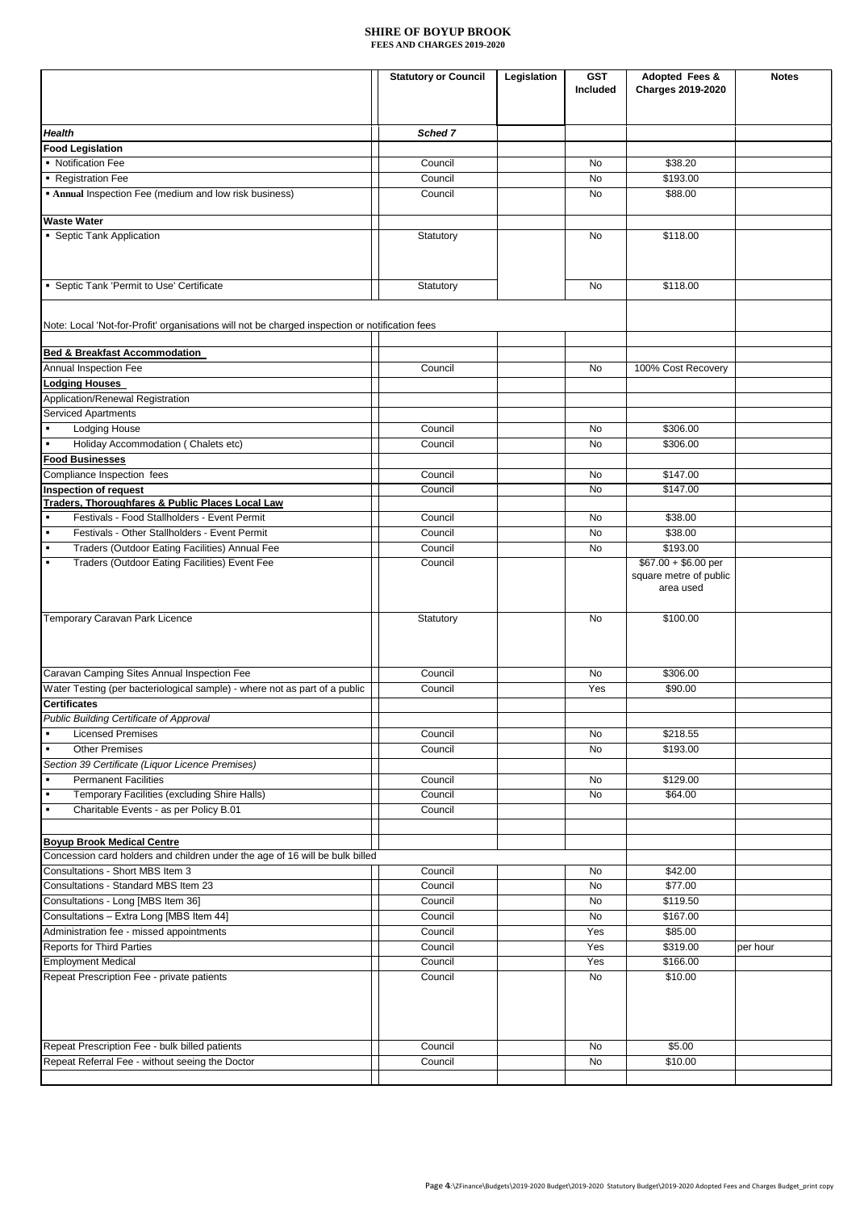# SHIRE OF BOYUP BROOK
## FEES AND CHARGES 2019-2020

| | Statutory or Council | Legislation | GST Included | Adopted Fees & Charges 2019-2020 | Notes |
|---|---|---|---|---|---|
| ***Health*** | ***Sched 7*** | | | | |
| **Food Legislation** | | | | | |
| ▪ Notification Fee | Council | | No | $38.20 | |
| ▪ Registration Fee | Council | | No | $193.00 | |
| ▪ **Annual** Inspection Fee (medium and low risk business) | Council | | No | $88.00 | |
| **Waste Water** | | | | | |
| ▪ Septic Tank Application | Statutory | | No | $118.00 | |
| ▪ Septic Tank 'Permit to Use' Certificate | Statutory | | No | $118.00 | |
| Note: Local 'Not-for-Profit' organisations will not be charged inspection or notification fees | | | | | |
| **Bed & Breakfast Accommodation** | | | | | |
| Annual Inspection Fee | Council | | No | 100% Cost Recovery | |
| **Lodging Houses** | | | | | |
| Application/Renewal Registration | | | | | |
| Serviced Apartments | | | | | |
| ▪ Lodging House | Council | | No | $306.00 | |
| ▪ Holiday Accommodation ( Chalets etc) | Council | | No | $306.00 | |
| **Food Businesses** | | | | | |
| Compliance Inspection fees | Council | | No | $147.00 | |
| **Inspection of request** | Council | | No | $147.00 | |
| **Traders, Thoroughfares & Public Places Local Law** | | | | | |
| ▪ Festivals - Food Stallholders - Event Permit | Council | | No | $38.00 | |
| ▪ Festivals - Other Stallholders - Event Permit | Council | | No | $38.00 | |
| ▪ Traders (Outdoor Eating Facilities) Annual Fee | Council | | No | $193.00 | |
| ▪ Traders (Outdoor Eating Facilities) Event Fee | Council | | | $67.00 + $6.00 per square metre of public area used | |
| Temporary Caravan Park Licence | Statutory | | No | $100.00 | |
| Caravan Camping Sites Annual Inspection Fee | Council | | No | $306.00 | |
| Water Testing (per bacteriological sample) - where not as part of a public | Council | | Yes | $90.00 | |
| **Certificates** | | | | | |
| *Public Building Certificate of Approval* | | | | | |
| ▪ Licensed Premises | Council | | No | $218.55 | |
| ▪ Other Premises | Council | | No | $193.00 | |
| *Section 39 Certificate (Liquor Licence Premises)* | | | | | |
| ▪ Permanent Facilities | Council | | No | $129.00 | |
| ▪ Temporary Facilities (excluding Shire Halls) | Council | | No | $64.00 | |
| ▪ Charitable Events - as per Policy B.01 | Council | | | | |
| **Boyup Brook Medical Centre** | | | | | |
| Concession card holders and children under the age of 16 will be bulk billed | | | | | |
| Consultations - Short MBS Item 3 | Council | | No | $42.00 | |
| Consultations - Standard MBS Item 23 | Council | | No | $77.00 | |
| Consultations - Long [MBS Item 36] | Council | | No | $119.50 | |
| Consultations – Extra Long [MBS Item 44] | Council | | No | $167.00 | |
| Administration fee - missed appointments | Council | | Yes | $85.00 | |
| Reports for Third Parties | Council | | Yes | $319.00 | per hour |
| Employment Medical | Council | | Yes | $166.00 | |
| Repeat Prescription Fee - private patients | Council | | No | $10.00 | |
| Repeat Prescription Fee - bulk billed patients | Council | | No | $5.00 | |
| Repeat Referral Fee - without seeing the Doctor | Council | | No | $10.00 | |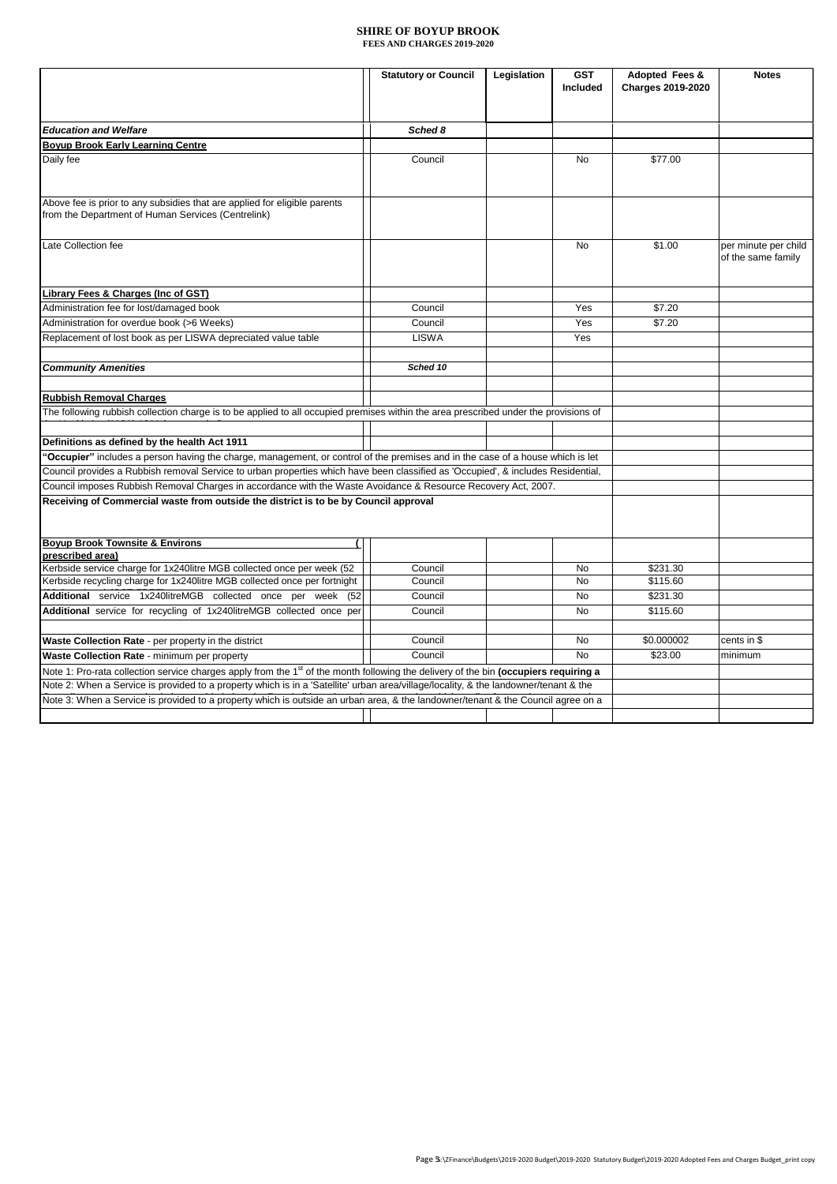# SHIRE OF BOYUP BROOK
## FEES AND CHARGES 2019-2020

| | Statutory or Council | Legislation | GST Included | Adopted Fees & Charges 2019-2020 | Notes |
|---|---|---|---|---|---|
| ***Education and Welfare*** | ***Sched 8*** | | | | |
| **Boyup Brook Early Learning Centre** | | | | | |
| Daily fee | Council | | No | $77.00 | |
| Above fee is prior to any subsidies that are applied for eligible parents from the Department of Human Services (Centrelink) | | | | | |
| Late Collection fee | | | No | $1.00 | per minute per child of the same family |
| **Library Fees & Charges (Inc of GST)** | | | | | |
| Administration fee for lost/damaged book | Council | | Yes | $7.20 | |
| Administration for overdue book (>6 Weeks) | Council | | Yes | $7.20 | |
| Replacement of lost book as per LISWA depreciated value table | LISWA | | Yes | | |
| ***Community Amenities*** | ***Sched 10*** | | | | |
| **Rubbish Removal Charges** | | | | | |
| The following rubbish collection charge is to be applied to all occupied premises within the area prescribed under the provisions of | | | | | |
| **Definitions as defined by the health Act 1911** | | | | | |
| **"Occupier"** includes a person having the charge, management, or control of the premises and in the case of a house which is let | | | | | |
| Council provides a Rubbish removal Service to urban properties which have been classified as 'Occupied', & includes Residential, | | | | | |
| Council imposes Rubbish Removal Charges in accordance with the Waste Avoidance & Resource Recovery Act, 2007. | | | | | |
| **Receiving of Commercial waste from outside the district is to be by Council approval** | | | | | |
| **Boyup Brook Townsite & Environs ( prescribed area)** | | | | | |
| Kerbside service charge for 1x240litre MGB collected once per week (52 | Council | | No | $231.30 | |
| Kerbside recycling charge for 1x240litre MGB collected once per fortnight | Council | | No | $115.60 | |
| **Additional** service 1x240litreMGB collected once per week (52 | Council | | No | $231.30 | |
| **Additional** service for recycling of 1x240litreMGB collected once per | Council | | No | $115.60 | |
| **Waste Collection Rate** - per property in the district | Council | | No | $0.000002 | cents in $ |
| **Waste Collection Rate** - minimum per property | Council | | No | $23.00 | minimum |
| Note 1: Pro-rata collection service charges apply from the 1st of the month following the delivery of the bin **(occupiers requiring a** | | | | | |
| Note 2: When a Service is provided to a property which is in a 'Satellite' urban area/village/locality, & the landowner/tenant & the | | | | | |
| Note 3: When a Service is provided to a property which is outside an urban area, & the landowner/tenant & the Council agree on a | | | | | |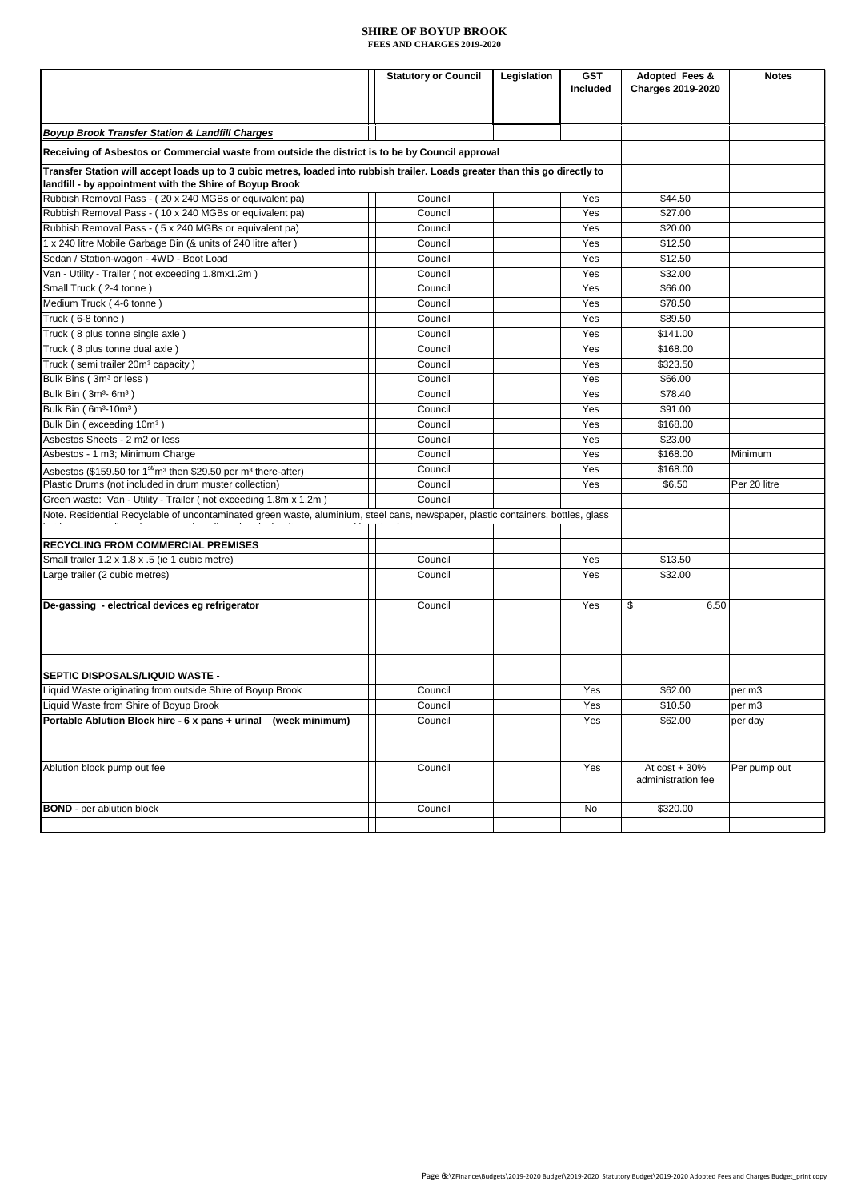# SHIRE OF BOYUP BROOK

**FEES AND CHARGES 2019-2020**

| | Statutory or Council | Legislation | GST Included | Adopted Fees & Charges 2019-2020 | Notes |
|---|---|---|---|---|---|
| ***Boyup Brook Transfer Station & Landfill Charges*** | | | | | |
| **Receiving of Asbestos or Commercial waste from outside the district is to be by Council approval** | | | | | |
| **Transfer Station will accept loads up to 3 cubic metres, loaded into rubbish trailer. Loads greater than this go directly to landfill - by appointment with the Shire of Boyup Brook** | | | | | |
| Rubbish Removal Pass - ( 20 x 240 MGBs or equivalent pa) | Council | | Yes | $44.50 | |
| Rubbish Removal Pass - ( 10 x 240 MGBs or equivalent pa) | Council | | Yes | $27.00 | |
| Rubbish Removal Pass - ( 5 x 240 MGBs or equivalent pa) | Council | | Yes | $20.00 | |
| 1 x 240 litre Mobile Garbage Bin (& units of 240 litre after ) | Council | | Yes | $12.50 | |
| Sedan / Station-wagon - 4WD - Boot Load | Council | | Yes | $12.50 | |
| Van - Utility - Trailer ( not exceeding 1.8mx1.2m ) | Council | | Yes | $32.00 | |
| Small Truck ( 2-4 tonne ) | Council | | Yes | $66.00 | |
| Medium Truck ( 4-6 tonne ) | Council | | Yes | $78.50 | |
| Truck ( 6-8 tonne ) | Council | | Yes | $89.50 | |
| Truck ( 8 plus tonne single axle ) | Council | | Yes | $141.00 | |
| Truck ( 8 plus tonne dual axle ) | Council | | Yes | $168.00 | |
| Truck ( semi trailer 20m³ capacity ) | Council | | Yes | $323.50 | |
| Bulk Bins ( 3m³ or less ) | Council | | Yes | $66.00 | |
| Bulk Bin ( 3m³- 6m³ ) | Council | | Yes | $78.40 | |
| Bulk Bin ( 6m³-10m³ ) | Council | | Yes | $91.00 | |
| Bulk Bin ( exceeding 10m³ ) | Council | | Yes | $168.00 | |
| Asbestos Sheets - 2 m2 or less | Council | | Yes | $23.00 | |
| Asbestos - 1 m3; Minimum Charge | Council | | Yes | $168.00 | Minimum |
| Asbestos ($159.50 for 1st m³ then $29.50 per m³ there-after) | Council | | Yes | $168.00 | |
| Plastic Drums (not included in drum muster collection) | Council | | Yes | $6.50 | Per 20 litre |
| Green waste: Van - Utility - Trailer ( not exceeding 1.8m x 1.2m ) | Council | | | | |
| Note. Residential Recyclable of uncontaminated green waste, aluminium, steel cans, newspaper, plastic containers, bottles, glass | | | | | |
| | | | | | |
| **RECYCLING FROM COMMERCIAL PREMISES** | | | | | |
| Small trailer 1.2 x 1.8 x .5 (ie 1 cubic metre) | Council | | Yes | $13.50 | |
| Large trailer (2 cubic metres) | Council | | Yes | $32.00 | |
| | | | | | |
| **De-gassing - electrical devices eg refrigerator** | Council | | Yes | $ 6.50 | |
| | | | | | |
| **SEPTIC DISPOSALS/LIQUID WASTE -** | | | | | |
| Liquid Waste originating from outside Shire of Boyup Brook | Council | | Yes | $62.00 | per m3 |
| Liquid Waste from Shire of Boyup Brook | Council | | Yes | $10.50 | per m3 |
| **Portable Ablution Block hire - 6 x pans + urinal (week minimum)** | Council | | Yes | $62.00 | per day |
| Ablution block pump out fee | Council | | Yes | At cost + 30% administration fee | Per pump out |
| **BOND** - per ablution block | Council | | No | $320.00 | |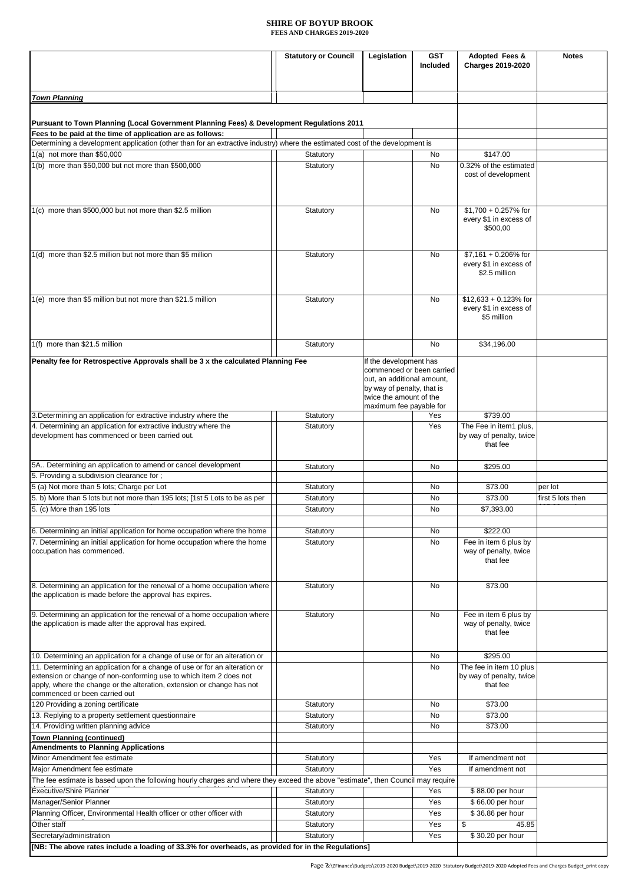**SHIRE OF BOYUP BROOK**
**FEES AND CHARGES 2019-2020**

| | Statutory or Council | Legislation | GST Included | Adopted Fees & Charges 2019-2020 | Notes |
|---|---|---|---|---|---|
| ***Town Planning*** | | | | | |
| **Pursuant to Town Planning (Local Government Planning Fees) & Development Regulations 2011** | | | | | |
| **Fees to be paid at the time of application are as follows:** | | | | | |
| Determining a development application (other than for an extractive industry) where the estimated cost of the development is | | | | | |
| 1(a) not more than $50,000 | Statutory | | No | $147.00 | |
| 1(b) more than $50,000 but not more than $500,000 | Statutory | | No | 0.32% of the estimated cost of development | |
| 1(c) more than $500,000 but not more than $2.5 million | Statutory | | No | $1,700 + 0.257% for every $1 in excess of $500,00 | |
| 1(d) more than $2.5 million but not more than $5 million | Statutory | | No | $7,161 + 0.206% for every $1 in excess of $2.5 million | |
| 1(e) more than $5 million but not more than $21.5 million | Statutory | | No | $12,633 + 0.123% for every $1 in excess of $5 million | |
| 1(f) more than $21.5 million | Statutory | | No | $34,196.00 | |
| **Penalty fee for Retrospective Approvals shall be 3 x the calculated Planning Fee** | | If the development has commenced or been carried out, an additional amount, by way of penalty, that is twice the amount of the maximum fee payable for | | | |
| 3.Determining an application for extractive industry where the | Statutory | | Yes | $739.00 | |
| 4. Determining an application for extractive industry where the development has commenced or been carried out. | Statutory | | Yes | The Fee in item1 plus, by way of penalty, twice that fee | |
| 5A.. Determining an application to amend or cancel development | Statutory | | No | $295.00 | |
| 5. Providing a subdivision clearance for ; | | | | | |
| 5 (a) Not more than 5 lots; Charge per Lot | Statutory | | No | $73.00 | per lot |
| 5. b) More than 5 lots but not more than 195 lots; [1st 5 Lots to be as per | Statutory | | No | $73.00 | first 5 lots then |
| 5. (c) More than 195 lots | Statutory | | No | $7,393.00 | |
| 6. Determining an initial application for home occupation where the home | Statutory | | No | $222.00 | |
| 7. Determining an initial application for home occupation where the home occupation has commenced. | Statutory | | No | Fee in item 6 plus by way of penalty, twice that fee | |
| 8. Determining an application for the renewal of a home occupation where the application is made before the approval has expires. | Statutory | | No | $73.00 | |
| 9. Determining an application for the renewal of a home occupation where the application is made after the approval has expired. | Statutory | | No | Fee in item 6 plus by way of penalty, twice that fee | |
| 10. Determining an application for a change of use or for an alteration or | | | No | $295.00 | |
| 11. Determining an application for a change of use or for an alteration or extension or change of non-conforming use to which item 2 does not apply, where the change or the alteration, extension or change has not commenced or been carried out | | | No | The fee in item 10 plus by way of penalty, twice that fee | |
| 120 Providing a zoning certificate | Statutory | | No | $73.00 | |
| 13. Replying to a property settlement questionnaire | Statutory | | No | $73.00 | |
| 14. Providing written planning advice | Statutory | | No | $73.00 | |
| **Town Planning (continued)** | | | | | |
| **Amendments to Planning Applications** | | | | | |
| Minor Amendment fee estimate | Statutory | | Yes | If amendment not | |
| Major Amendment fee estimate | Statutory | | Yes | If amendment not | |
| The fee estimate is based upon the following hourly charges and where they exceed the above "estimate", then Council may require | | | | | |
| Executive/Shire Planner | Statutory | | Yes | $ 88.00 per hour | |
| Manager/Senior Planner | Statutory | | Yes | $ 66.00 per hour | |
| Planning Officer, Environmental Health officer or other officer with | Statutory | | Yes | $ 36.86 per hour | |
| Other staff | Statutory | | Yes | $ 45.85 | |
| Secretary/administration | Statutory | | Yes | $ 30.20 per hour | |
| **[NB: The above rates include a loading of 33.3% for overheads, as provided for in the Regulations]** | | | | | |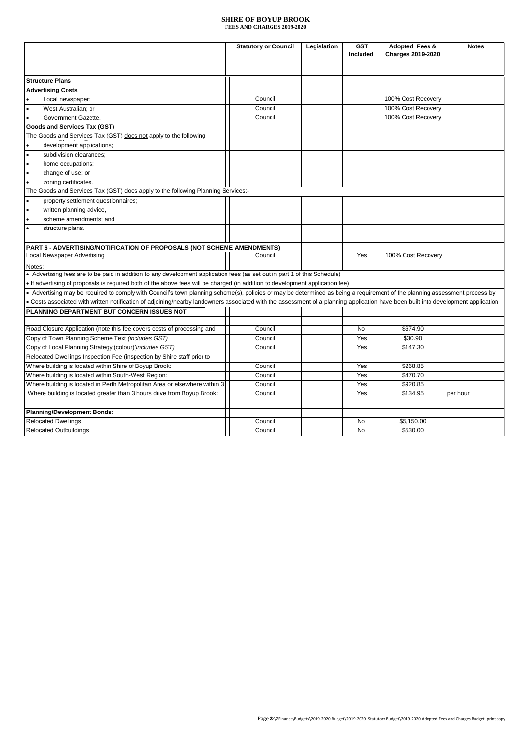**SHIRE OF BOYUP BROOK**
**FEES AND CHARGES 2019-2020**

| | Statutory or Council | Legislation | GST Included | Adopted Fees & Charges 2019-2020 | Notes |
|---|---|---|---|---|---|
| **Structure Plans** | | | | | |
| **Advertising Costs** | | | | | |
| • Local newspaper; | Council | | | 100% Cost Recovery | |
| • West Australian; or | Council | | | 100% Cost Recovery | |
| • Government Gazette. | Council | | | 100% Cost Recovery | |
| **Goods and Services Tax (GST)** | | | | | |
| The Goods and Services Tax (GST) does not apply to the following | | | | | |
| • development applications; | | | | | |
| • subdivision clearances; | | | | | |
| • home occupations; | | | | | |
| • change of use; or | | | | | |
| • zoning certificates. | | | | | |
| The Goods and Services Tax (GST) does apply to the following Planning Services:- | | | | | |
| • property settlement questionnaires; | | | | | |
| • written planning advice, | | | | | |
| • scheme amendments; and | | | | | |
| • structure plans. | | | | | |
| | | | | | |
| **PART 6 - ADVERTISING/NOTIFICATION OF PROPOSALS (NOT SCHEME AMENDMENTS)** | | | | | |
| Local Newspaper Advertising | Council | | Yes | 100% Cost Recovery | |
| Notes: | | | | | |
| • Advertising fees are to be paid in addition to any development application fees (as set out in part 1 of this Schedule) | | | | | |
| • If advertising of proposals is required both of the above fees will be charged (in addition to development application fee) | | | | | |
| • Advertising may be required to comply with Council's town planning scheme(s), policies or may be determined as being a requirement of the planning assessment process by | | | | | |
| • Costs associated with written notification of adjoining/nearby landowners associated with the assessment of a planning application have been built into development application | | | | | |
| **PLANNING DEPARTMENT BUT CONCERN ISSUES NOT** | | | | | |
| | | | | | |
| Road Closure Application (note this fee covers costs of processing and | Council | | No | $674.90 | |
| Copy of Town Planning Scheme Text *(includes GST)* | Council | | Yes | $30.90 | |
| Copy of Local Planning Strategy (colour)*(includes GST)* | Council | | Yes | $147.30 | |
| Relocated Dwellings Inspection Fee (inspection by Shire staff prior to | | | | | |
| Where building is located within Shire of Boyup Brook: | Council | | Yes | $268.85 | |
| Where building is located within South-West Region: | Council | | Yes | $470.70 | |
| Where building is located in Perth Metropolitan Area or elsewhere within 3 | Council | | Yes | $920.85 | |
| Where building is located greater than 3 hours drive from Boyup Brook: | Council | | Yes | $134.95 | per hour |
| | | | | | |
| **Planning/Development Bonds:** | | | | | |
| Relocated Dwellings | Council | | No | $5,150.00 | |
| Relocated Outbuildings | Council | | No | $530.00 | |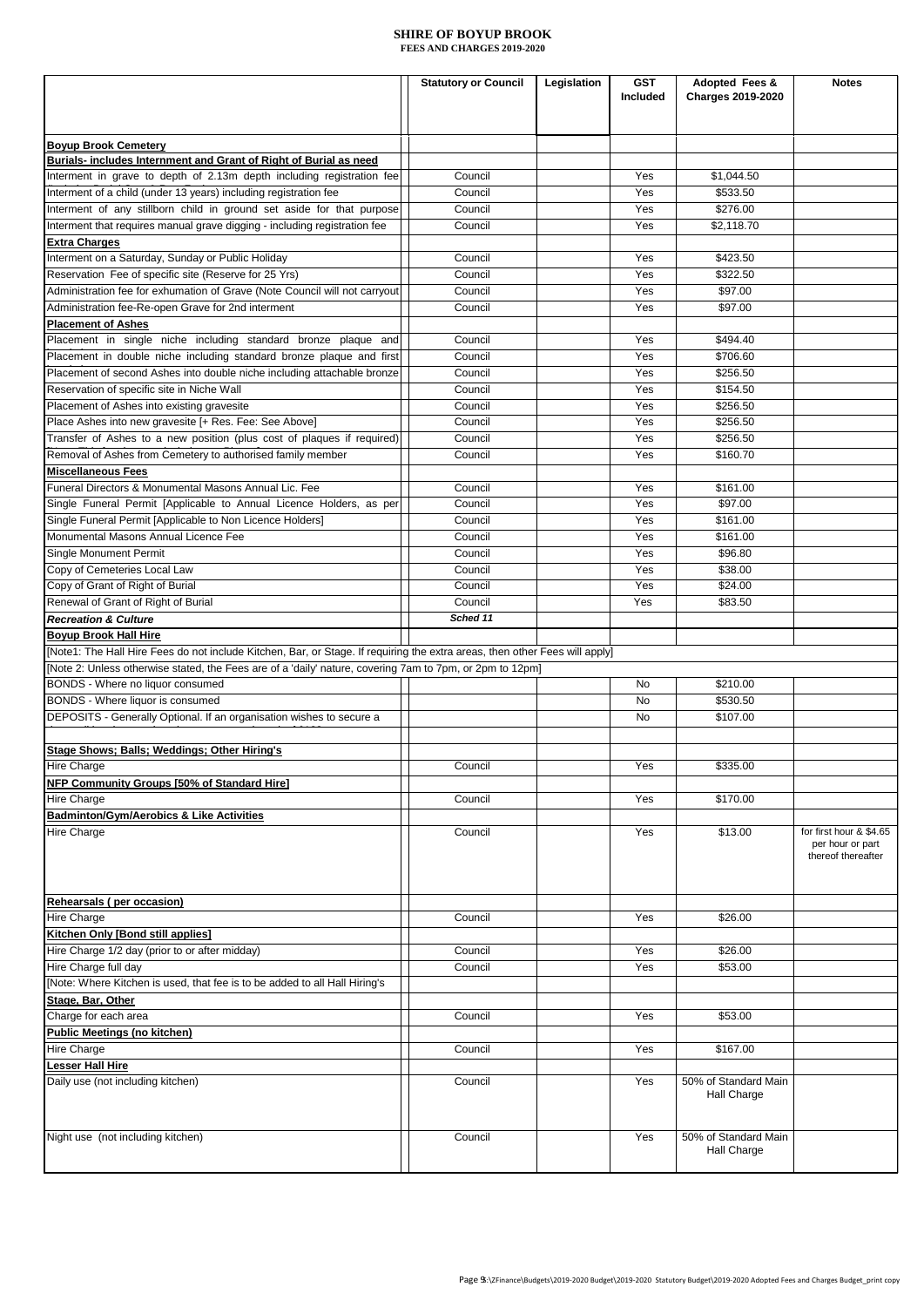**SHIRE OF BOYUP BROOK**
**FEES AND CHARGES 2019-2020**

| | Statutory or Council | Legislation | GST Included | Adopted Fees & Charges 2019-2020 | Notes |
|---|---|---|---|---|---|
| **Boyup Brook Cemetery** | | | | | |
| **Burials- includes Internment and Grant of Right of Burial as need** | | | | | |
| Interment in grave to depth of 2.13m depth including registration fee | Council | | Yes | $1,044.50 | |
| Interment of a child (under 13 years) including registration fee | Council | | Yes | $533.50 | |
| Interment of any stillborn child in ground set aside for that purpose | Council | | Yes | $276.00 | |
| Interment that requires manual grave digging - including registration fee | Council | | Yes | $2,118.70 | |
| **Extra Charges** | | | | | |
| Interment on a Saturday, Sunday or Public Holiday | Council | | Yes | $423.50 | |
| Reservation Fee of specific site (Reserve for 25 Yrs) | Council | | Yes | $322.50 | |
| Administration fee for exhumation of Grave (Note Council will not carryout | Council | | Yes | $97.00 | |
| Administration fee-Re-open Grave for 2nd interment | Council | | Yes | $97.00 | |
| **Placement of Ashes** | | | | | |
| Placement in single niche including standard bronze plaque and | Council | | Yes | $494.40 | |
| Placement in double niche including standard bronze plaque and first | Council | | Yes | $706.60 | |
| Placement of second Ashes into double niche including attachable bronze | Council | | Yes | $256.50 | |
| Reservation of specific site in Niche Wall | Council | | Yes | $154.50 | |
| Placement of Ashes into existing gravesite | Council | | Yes | $256.50 | |
| Place Ashes into new gravesite [+ Res. Fee: See Above] | Council | | Yes | $256.50 | |
| Transfer of Ashes to a new position (plus cost of plaques if required) | Council | | Yes | $256.50 | |
| Removal of Ashes from Cemetery to authorised family member | Council | | Yes | $160.70 | |
| **Miscellaneous Fees** | | | | | |
| Funeral Directors & Monumental Masons Annual Lic. Fee | Council | | Yes | $161.00 | |
| Single Funeral Permit [Applicable to Annual Licence Holders, as per | Council | | Yes | $97.00 | |
| Single Funeral Permit [Applicable to Non Licence Holders] | Council | | Yes | $161.00 | |
| Monumental Masons Annual Licence Fee | Council | | Yes | $161.00 | |
| Single Monument Permit | Council | | Yes | $96.80 | |
| Copy of Cemeteries Local Law | Council | | Yes | $38.00 | |
| Copy of Grant of Right of Burial | Council | | Yes | $24.00 | |
| Renewal of Grant of Right of Burial | Council | | Yes | $83.50 | |
| ***Recreation & Culture*** | ***Sched 11*** | | | | |
| **Boyup Brook Hall Hire** | | | | | |
| [Note1: The Hall Hire Fees do not include Kitchen, Bar, or Stage. If requiring the extra areas, then other Fees will apply] | | | | | |
| [Note 2: Unless otherwise stated, the Fees are of a 'daily' nature, covering 7am to 7pm, or 2pm to 12pm] | | | | | |
| BONDS - Where no liquor consumed | | | No | $210.00 | |
| BONDS - Where liquor is consumed | | | No | $530.50 | |
| DEPOSITS - Generally Optional. If an organisation wishes to secure a | | | No | $107.00 | |
| | | | | | |
| **Stage Shows; Balls; Weddings; Other Hiring's** | | | | | |
| Hire Charge | Council | | Yes | $335.00 | |
| **NFP Community Groups [50% of Standard Hire]** | | | | | |
| Hire Charge | Council | | Yes | $170.00 | |
| **Badminton/Gym/Aerobics & Like Activities** | | | | | |
| Hire Charge | Council | | Yes | $13.00 | for first hour & $4.65 per hour or part thereof thereafter |
| **Rehearsals ( per occasion)** | | | | | |
| Hire Charge | Council | | Yes | $26.00 | |
| **Kitchen Only [Bond still applies]** | | | | | |
| Hire Charge 1/2 day (prior to or after midday) | Council | | Yes | $26.00 | |
| Hire Charge full day | Council | | Yes | $53.00 | |
| [Note: Where Kitchen is used, that fee is to be added to all Hall Hiring's | | | | | |
| **Stage, Bar, Other** | | | | | |
| Charge for each area | Council | | Yes | $53.00 | |
| **Public Meetings (no kitchen)** | | | | | |
| Hire Charge | Council | | Yes | $167.00 | |
| **Lesser Hall Hire** | | | | | |
| Daily use (not including kitchen) | Council | | Yes | 50% of Standard Main Hall Charge | |
| Night use (not including kitchen) | Council | | Yes | 50% of Standard Main Hall Charge | |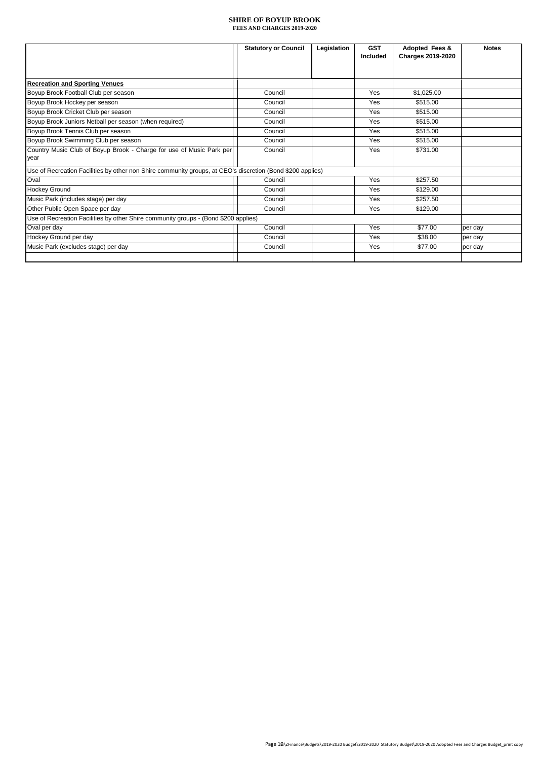**SHIRE OF BOYUP BROOK**
**FEES AND CHARGES 2019-2020**

| | Statutory or Council | Legislation | GST Included | Adopted Fees & Charges 2019-2020 | Notes |
|---|---|---|---|---|---|
| **Recreation and Sporting Venues** | | | | | |
| Boyup Brook Football Club per season | Council | | Yes | $1,025.00 | |
| Boyup Brook Hockey per season | Council | | Yes | $515.00 | |
| Boyup Brook Cricket Club per season | Council | | Yes | $515.00 | |
| Boyup Brook Juniors Netball per season (when required) | Council | | Yes | $515.00 | |
| Boyup Brook Tennis Club per season | Council | | Yes | $515.00 | |
| Boyup Brook Swimming Club per season | Council | | Yes | $515.00 | |
| Country Music Club of Boyup Brook - Charge for use of Music Park per year | Council | | Yes | $731.00 | |
| Use of Recreation Facilities by other non Shire community groups, at CEO's discretion (Bond $200 applies) | | | | | |
| Oval | Council | | Yes | $257.50 | |
| Hockey Ground | Council | | Yes | $129.00 | |
| Music Park (includes stage) per day | Council | | Yes | $257.50 | |
| Other Public Open Space per day | Council | | Yes | $129.00 | |
| Use of Recreation Facilities by other Shire community groups - (Bond $200 applies) | | | | | |
| Oval per day | Council | | Yes | $77.00 | per day |
| Hockey Ground per day | Council | | Yes | $38.00 | per day |
| Music Park (excludes stage) per day | Council | | Yes | $77.00 | per day |
| | | | | | |

Z:\ZFinance\Budgets\2019-2020 Budget\2019-2020 Statutory Budget\2019-2020 Adopted Fees and Charges Budget_print copy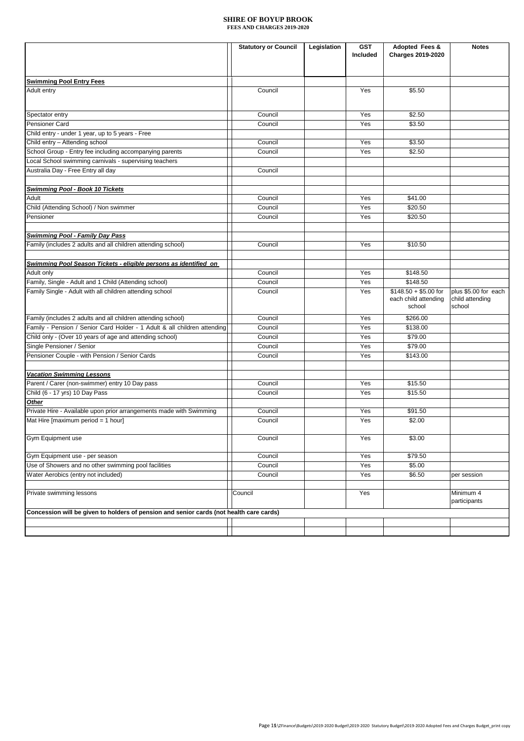**SHIRE OF BOYUP BROOK**
**FEES AND CHARGES 2019-2020**

| | Statutory or Council | Legislation | GST Included | Adopted Fees & Charges 2019-2020 | Notes |
|---|---|---|---|---|---|
| **Swimming Pool Entry Fees** | | | | | |
| Adult entry | Council | | Yes | $5.50 | |
| Spectator entry | Council | | Yes | $2.50 | |
| Pensioner Card | Council | | Yes | $3.50 | |
| Child entry - under 1 year, up to 5 years - Free | | | | | |
| Child entry – Attending school | Council | | Yes | $3.50 | |
| School Group - Entry fee including accompanying parents | Council | | Yes | $2.50 | |
| Local School swimming carnivals - supervising teachers | | | | | |
| Australia Day - Free Entry all day | Council | | | | |
| | | | | | |
| ***Swimming Pool - Book 10 Tickets*** | | | | | |
| Adult | Council | | Yes | $41.00 | |
| Child (Attending School) / Non swimmer | Council | | Yes | $20.50 | |
| Pensioner | Council | | Yes | $20.50 | |
| | | | | | |
| ***Swimming Pool - Family Day Pass*** | | | | | |
| Family (includes 2 adults and all children attending school) | Council | | Yes | $10.50 | |
| | | | | | |
| ***Swimming Pool Season Tickets - eligible persons as identified on*** | | | | | |
| Adult only | Council | | Yes | $148.50 | |
| Family, Single - Adult and 1 Child (Attending school) | Council | | Yes | $148.50 | |
| Family Single - Adult with all children attending school | Council | | Yes | $148.50 + $5.00 for each child attending school | plus $5.00 for each child attending school |
| Family (includes 2 adults and all children attending school) | Council | | Yes | $266.00 | |
| Family - Pension / Senior Card Holder - 1 Adult & all children attending | Council | | Yes | $138.00 | |
| Child only - (Over 10 years of age and attending school) | Council | | Yes | $79.00 | |
| Single Pensioner / Senior | Council | | Yes | $79.00 | |
| Pensioner Couple - with Pension / Senior Cards | Council | | Yes | $143.00 | |
| | | | | | |
| ***Vacation Swimming Lessons*** | | | | | |
| Parent / Carer (non-swimmer) entry 10 Day pass | Council | | Yes | $15.50 | |
| Child (6 - 17 yrs) 10 Day Pass | Council | | Yes | $15.50 | |
| ***Other*** | | | | | |
| Private Hire - Available upon prior arrangements made with Swimming | Council | | Yes | $91.50 | |
| Mat Hire [maximum period = 1 hour] | Council | | Yes | $2.00 | |
| Gym Equipment use | Council | | Yes | $3.00 | |
| Gym Equipment use - per season | Council | | Yes | $79.50 | |
| Use of Showers and no other swimming pool facilities | Council | | Yes | $5.00 | |
| Water Aerobics (entry not included) | Council | | Yes | $6.50 | per session |
| | | | | | |
| Private swimming lessons | Council | | Yes | | Minimum 4 participants |
| **Concession will be given to holders of pension and senior cards (not health care cards)** | | | | | |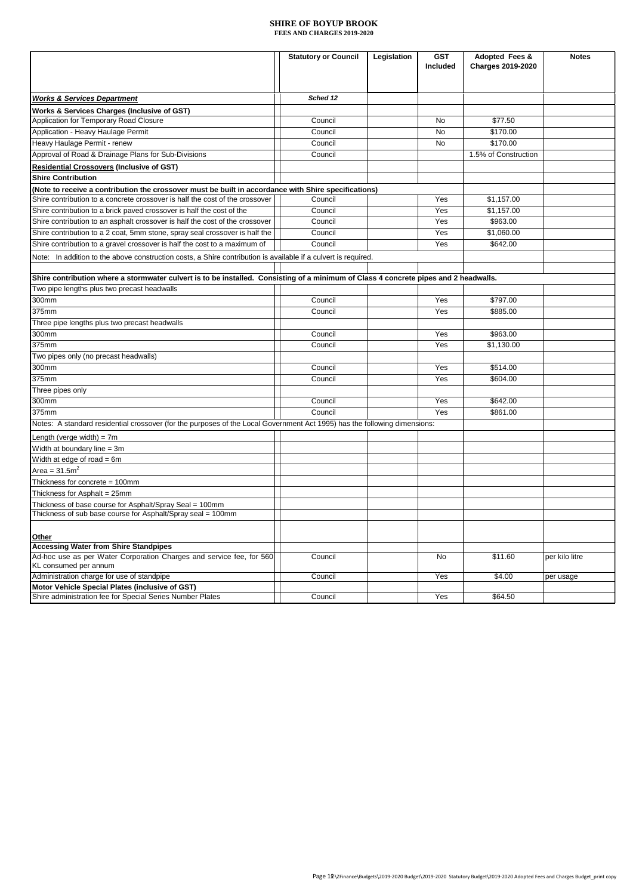**SHIRE OF BOYUP BROOK**
**FEES AND CHARGES 2019-2020**

| | Statutory or Council | Legislation | GST Included | Adopted Fees & Charges 2019-2020 | Notes |
|---|---|---|---|---|---|
| ***Works & Services Department*** | *Sched 12* | | | | |
| **Works & Services Charges (Inclusive of GST)** | | | | | |
| Application for Temporary Road Closure | Council | | No | $77.50 | |
| Application - Heavy Haulage Permit | Council | | No | $170.00 | |
| Heavy Haulage Permit - renew | Council | | No | $170.00 | |
| Approval of Road & Drainage Plans for Sub-Divisions | Council | | | 1.5% of Construction | |
| **Residential Crossovers (Inclusive of GST)** | | | | | |
| **Shire Contribution** | | | | | |
| **(Note to receive a contribution the crossover must be built in accordance with Shire specifications)** | | | | | |
| Shire contribution to a concrete crossover is half the cost of the crossover | Council | | Yes | $1,157.00 | |
| Shire contribution to a brick paved crossover is half the cost of the | Council | | Yes | $1,157.00 | |
| Shire contribution to an asphalt crossover is half the cost of the crossover | Council | | Yes | $963.00 | |
| Shire contribution to a 2 coat, 5mm stone, spray seal crossover is half the | Council | | Yes | $1,060.00 | |
| Shire contribution to a gravel crossover is half the cost to a maximum of | Council | | Yes | $642.00 | |
| Note: In addition to the above construction costs, a Shire contribution is available if a culvert is required. | | | | | |
| | | | | | |
| **Shire contribution where a stormwater culvert is to be installed. Consisting of a minimum of Class 4 concrete pipes and 2 headwalls.** | | | | | |
| Two pipe lengths plus two precast headwalls | | | | | |
| 300mm | Council | | Yes | $797.00 | |
| 375mm | Council | | Yes | $885.00 | |
| Three pipe lengths plus two precast headwalls | | | | | |
| 300mm | Council | | Yes | $963.00 | |
| 375mm | Council | | Yes | $1,130.00 | |
| Two pipes only (no precast headwalls) | | | | | |
| 300mm | Council | | Yes | $514.00 | |
| 375mm | Council | | Yes | $604.00 | |
| Three pipes only | | | | | |
| 300mm | Council | | Yes | $642.00 | |
| 375mm | Council | | Yes | $861.00 | |
| Notes: A standard residential crossover (for the purposes of the Local Government Act 1995) has the following dimensions: | | | | | |
| Length (verge width) = 7m | | | | | |
| Width at boundary line = 3m | | | | | |
| Width at edge of road = 6m | | | | | |
| Area = 31.5m$^2$ | | | | | |
| Thickness for concrete = 100mm | | | | | |
| Thickness for Asphalt = 25mm | | | | | |
| Thickness of base course for Asphalt/Spray Seal = 100mm | | | | | |
| Thickness of sub base course for Asphalt/Spray seal = 100mm | | | | | |
| **Other** | | | | | |
| **Accessing Water from Shire Standpipes** | | | | | |
| Ad-hoc use as per Water Corporation Charges and service fee, for 560 KL consumed per annum | Council | | No | $11.60 | per kilo litre |
| Administration charge for use of standpipe | Council | | Yes | $4.00 | per usage |
| **Motor Vehicle Special Plates (inclusive of GST)** | | | | | |
| Shire administration fee for Special Series Number Plates | Council | | Yes | $64.50 | |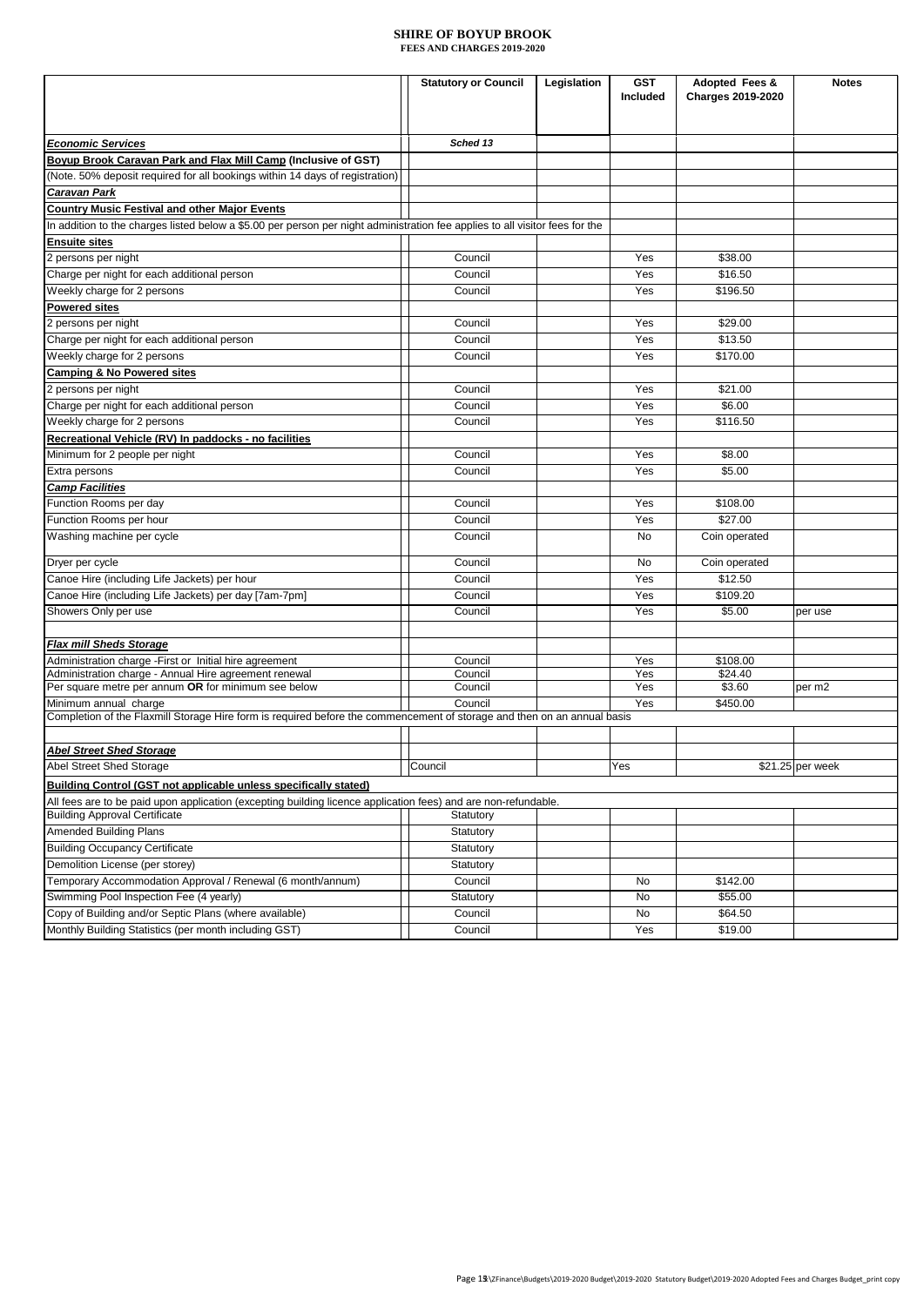# SHIRE OF BOYUP BROOK

**FEES AND CHARGES 2019-2020**

| | Statutory or Council | Legislation | GST Included | Adopted Fees & Charges 2019-2020 | Notes |
|---|---|---|---|---|---|
| ***Economic Services*** | *Sched 13* | | | | |
| **Boyup Brook Caravan Park and Flax Mill Camp (Inclusive of GST)** | | | | | |
| (Note. 50% deposit required for all bookings within 14 days of registration) | | | | | |
| ***Caravan Park*** | | | | | |
| **Country Music Festival and other Major Events** | | | | | |
| In addition to the charges listed below a $5.00 per person per night administration fee applies to all visitor fees for the | | | | | |
| **Ensuite sites** | | | | | |
| 2 persons per night | Council | | Yes | $38.00 | |
| Charge per night for each additional person | Council | | Yes | $16.50 | |
| Weekly charge for 2 persons | Council | | Yes | $196.50 | |
| **Powered sites** | | | | | |
| 2 persons per night | Council | | Yes | $29.00 | |
| Charge per night for each additional person | Council | | Yes | $13.50 | |
| Weekly charge for 2 persons | Council | | Yes | $170.00 | |
| **Camping & No Powered sites** | | | | | |
| 2 persons per night | Council | | Yes | $21.00 | |
| Charge per night for each additional person | Council | | Yes | $6.00 | |
| Weekly charge for 2 persons | Council | | Yes | $116.50 | |
| **Recreational Vehicle (RV) In paddocks - no facilities** | | | | | |
| Minimum for 2 people per night | Council | | Yes | $8.00 | |
| Extra persons | Council | | Yes | $5.00 | |
| ***Camp Facilities*** | | | | | |
| Function Rooms per day | Council | | Yes | $108.00 | |
| Function Rooms per hour | Council | | Yes | $27.00 | |
| Washing machine per cycle | Council | | No | Coin operated | |
| Dryer per cycle | Council | | No | Coin operated | |
| Canoe Hire (including Life Jackets) per hour | Council | | Yes | $12.50 | |
| Canoe Hire (including Life Jackets) per day [7am-7pm] | Council | | Yes | $109.20 | |
| Showers Only per use | Council | | Yes | $5.00 | per use |
| | | | | | |
| ***Flax mill Sheds Storage*** | | | | | |
| Administration charge -First or Initial hire agreement | Council | | Yes | $108.00 | |
| Administration charge - Annual Hire agreement renewal | Council | | Yes | $24.40 | |
| Per square metre per annum **OR** for minimum see below | Council | | Yes | $3.60 | per m2 |
| Minimum annual charge | Council | | Yes | $450.00 | |
| Completion of the Flaxmill Storage Hire form is required before the commencement of storage and then on an annual basis | | | | | |
| | | | | | |
| ***Abel Street Shed Storage*** | | | | | |
| Abel Street Shed Storage | Council | | Yes | $21.25 | per week |
| **Building Control (GST not applicable unless specifically stated)** | | | | | |
| All fees are to be paid upon application (excepting building licence application fees) and are non-refundable. | | | | | |
| Building Approval Certificate | Statutory | | | | |
| Amended Building Plans | Statutory | | | | |
| Building Occupancy Certificate | Statutory | | | | |
| Demolition License (per storey) | Statutory | | | | |
| Temporary Accommodation Approval / Renewal (6 month/annum) | Council | | No | $142.00 | |
| Swimming Pool Inspection Fee (4 yearly) | Statutory | | No | $55.00 | |
| Copy of Building and/or Septic Plans (where available) | Council | | No | $64.50 | |
| Monthly Building Statistics (per month including GST) | Council | | Yes | $19.00 | |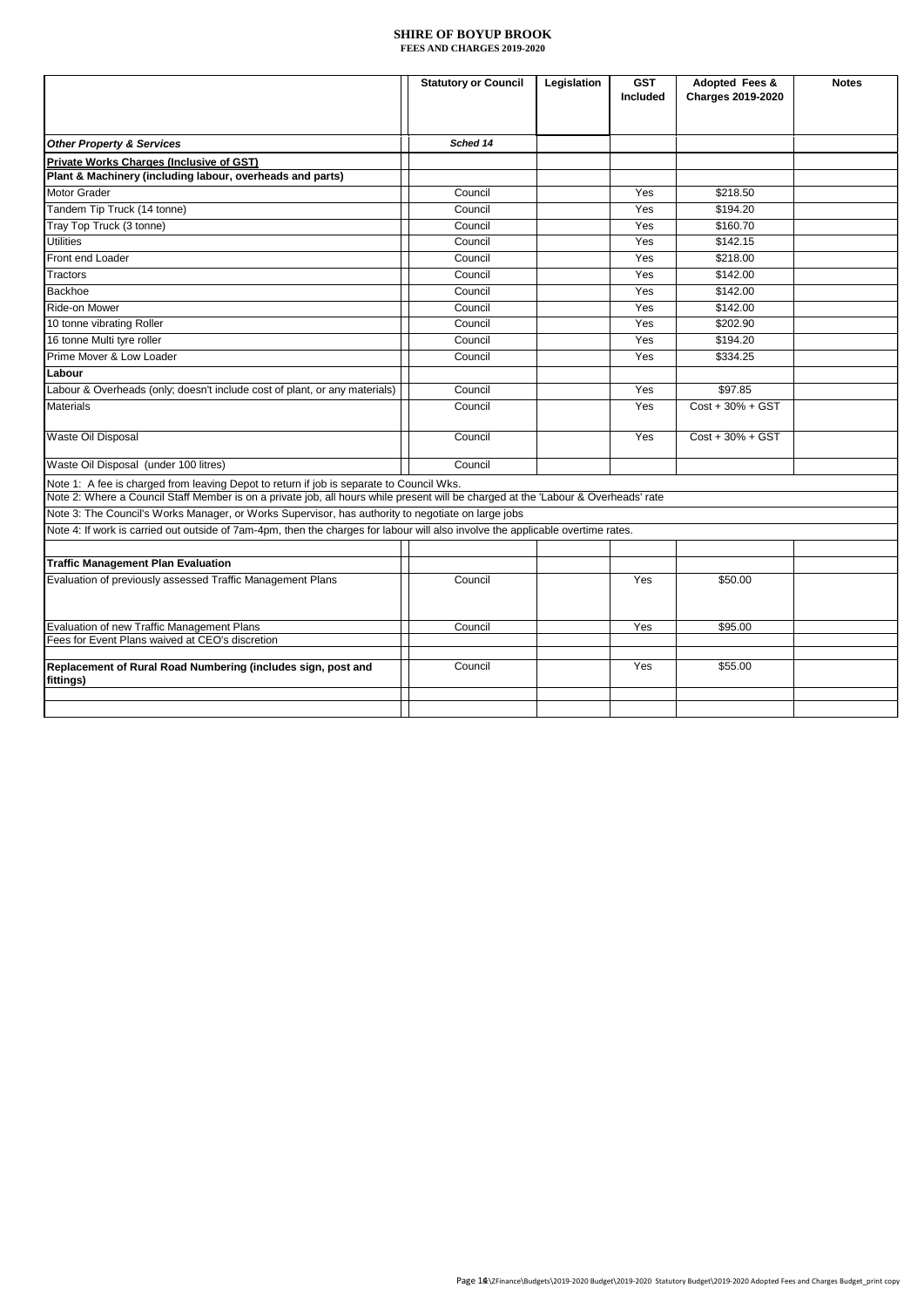**SHIRE OF BOYUP BROOK**
**FEES AND CHARGES 2019-2020**

| | Statutory or Council | Legislation | GST Included | Adopted Fees & Charges 2019-2020 | Notes |
|---|---|---|---|---|---|
| ***Other Property & Services*** | ***Sched 14*** | | | | |
| **Private Works Charges (Inclusive of GST)** | | | | | |
| **Plant & Machinery (including labour, overheads and parts)** | | | | | |
| Motor Grader | Council | | Yes | $218.50 | |
| Tandem Tip Truck (14 tonne) | Council | | Yes | $194.20 | |
| Tray Top Truck (3 tonne) | Council | | Yes | $160.70 | |
| Utilities | Council | | Yes | $142.15 | |
| Front end Loader | Council | | Yes | $218.00 | |
| Tractors | Council | | Yes | $142.00 | |
| Backhoe | Council | | Yes | $142.00 | |
| Ride-on Mower | Council | | Yes | $142.00 | |
| 10 tonne vibrating Roller | Council | | Yes | $202.90 | |
| 16 tonne Multi tyre roller | Council | | Yes | $194.20 | |
| Prime Mover & Low Loader | Council | | Yes | $334.25 | |
| **Labour** | | | | | |
| Labour & Overheads (only; doesn't include cost of plant, or any materials) | Council | | Yes | $97.85 | |
| Materials | Council | | Yes | Cost + 30% + GST | |
| Waste Oil Disposal | Council | | Yes | Cost + 30% + GST | |
| Waste Oil Disposal (under 100 litres) | Council | | | | |
| Note 1: A fee is charged from leaving Depot to return if job is separate to Council Wks. | | | | | |
| Note 2: Where a Council Staff Member is on a private job, all hours while present will be charged at the 'Labour & Overheads' rate | | | | | |
| Note 3: The Council's Works Manager, or Works Supervisor, has authority to negotiate on large jobs | | | | | |
| Note 4: If work is carried out outside of 7am-4pm, then the charges for labour will also involve the applicable overtime rates. | | | | | |
| | | | | | |
| **Traffic Management Plan Evaluation** | | | | | |
| Evaluation of previously assessed Traffic Management Plans | Council | | Yes | $50.00 | |
| Evaluation of new Traffic Management Plans | Council | | Yes | $95.00 | |
| Fees for Event Plans waived at CEO's discretion | | | | | |
| | | | | | |
| **Replacement of Rural Road Numbering (includes sign, post and fittings)** | Council | | Yes | $55.00 | |